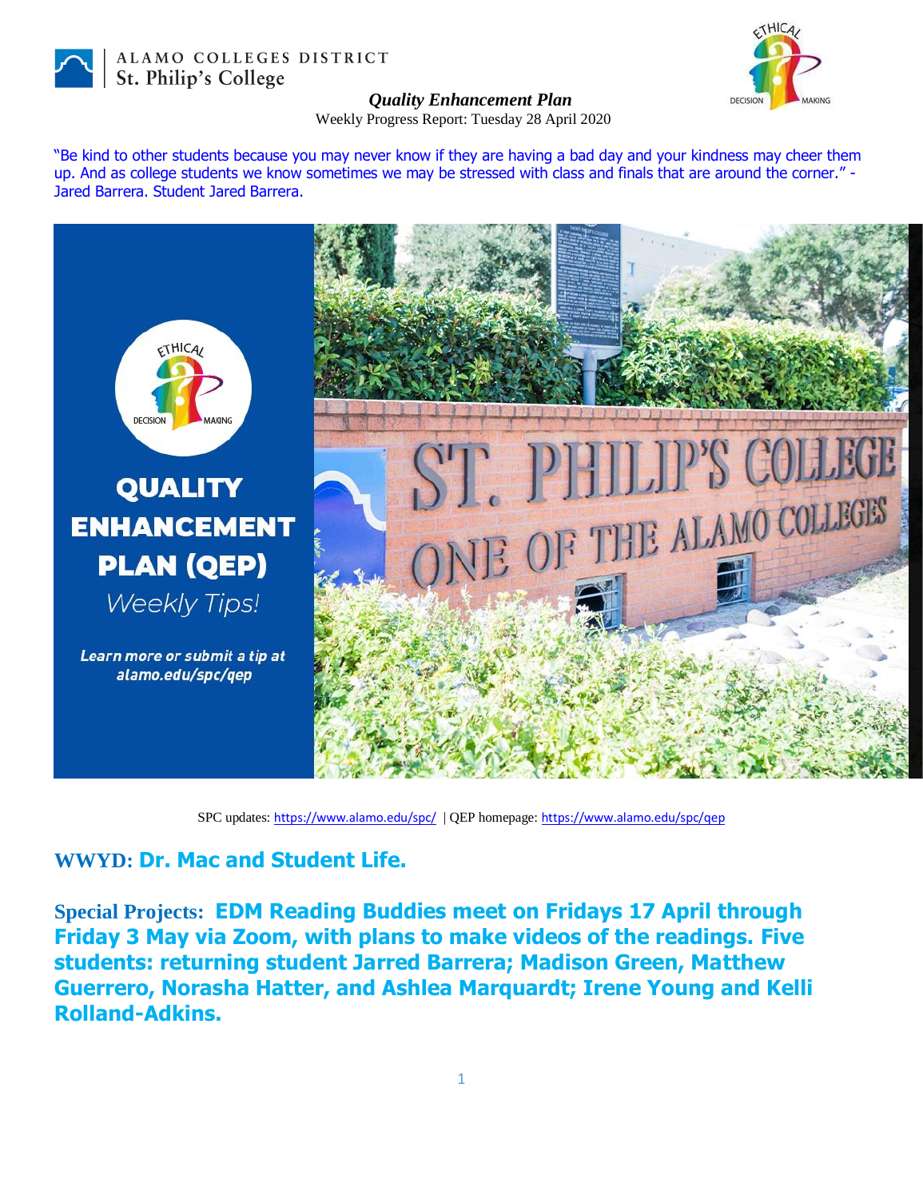ALAMO COLLEGES DISTRICT
St. Philip's College

***Quality Enhancement Plan***

Weekly Progress Report: Tuesday 28 April 2020

"Be kind to other students because you may never know if they are having a bad day and your kindness may cheer them up. And as college students we know sometimes we may be stressed with class and finals that are around the corner." - Jared Barrera. Student Jared Barrera.

**QUALITY ENHANCEMENT PLAN (QEP)**

*Weekly Tips!*

*Learn more or submit a tip at alamo.edu/spc/qep*

SPC updates: https://www.alamo.edu/spc/ | QEP homepage: https://www.alamo.edu/spc/qep

## WWYD: Dr. Mac and Student Life.

**Special Projects: EDM Reading Buddies meet on Fridays 17 April through Friday 3 May via Zoom, with plans to make videos of the readings. Five students: returning student Jarred Barrera; Madison Green, Matthew Guerrero, Norasha Hatter, and Ashlea Marquardt; Irene Young and Kelli Rolland-Adkins.**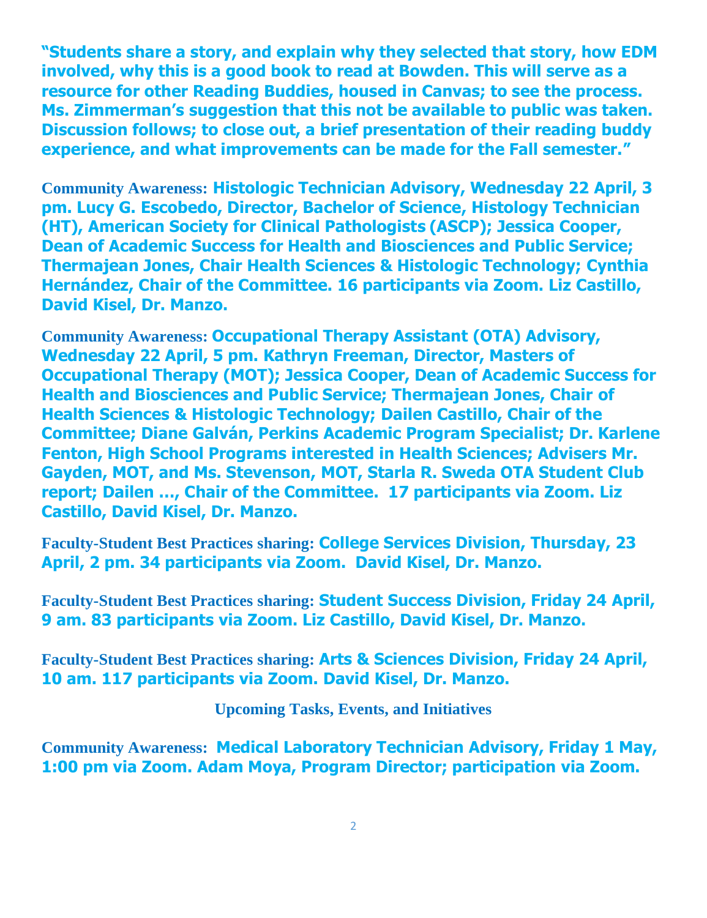**"Students share a story, and explain why they selected that story, how EDM involved, why this is a good book to read at Bowden. This will serve as a resource for other Reading Buddies, housed in Canvas; to see the process. Ms. Zimmerman's suggestion that this not be available to public was taken. Discussion follows; to close out, a brief presentation of their reading buddy experience, and what improvements can be made for the Fall semester."**

**Community Awareness: Histologic Technician Advisory, Wednesday 22 April, 3 pm. Lucy G. Escobedo, Director, Bachelor of Science, Histology Technician (HT), American Society for Clinical Pathologists (ASCP); Jessica Cooper, Dean of Academic Success for Health and Biosciences and Public Service; Thermajean Jones, Chair Health Sciences & Histologic Technology; Cynthia Hernández, Chair of the Committee. 16 participants via Zoom. Liz Castillo, David Kisel, Dr. Manzo.**

**Community Awareness: Occupational Therapy Assistant (OTA) Advisory, Wednesday 22 April, 5 pm. Kathryn Freeman, Director, Masters of Occupational Therapy (MOT); Jessica Cooper, Dean of Academic Success for Health and Biosciences and Public Service; Thermajean Jones, Chair of Health Sciences & Histologic Technology; Dailen Castillo, Chair of the Committee; Diane Galván, Perkins Academic Program Specialist; Dr. Karlene Fenton, High School Programs interested in Health Sciences; Advisers Mr. Gayden, MOT, and Ms. Stevenson, MOT, Starla R. Sweda OTA Student Club report; Dailen …, Chair of the Committee. 17 participants via Zoom. Liz Castillo, David Kisel, Dr. Manzo.**

**Faculty-Student Best Practices sharing: College Services Division, Thursday, 23 April, 2 pm. 34 participants via Zoom. David Kisel, Dr. Manzo.**

**Faculty-Student Best Practices sharing: Student Success Division, Friday 24 April, 9 am. 83 participants via Zoom. Liz Castillo, David Kisel, Dr. Manzo.**

**Faculty-Student Best Practices sharing: Arts & Sciences Division, Friday 24 April, 10 am. 117 participants via Zoom. David Kisel, Dr. Manzo.**

## Upcoming Tasks, Events, and Initiatives

**Community Awareness: Medical Laboratory Technician Advisory, Friday 1 May, 1:00 pm via Zoom. Adam Moya, Program Director; participation via Zoom.**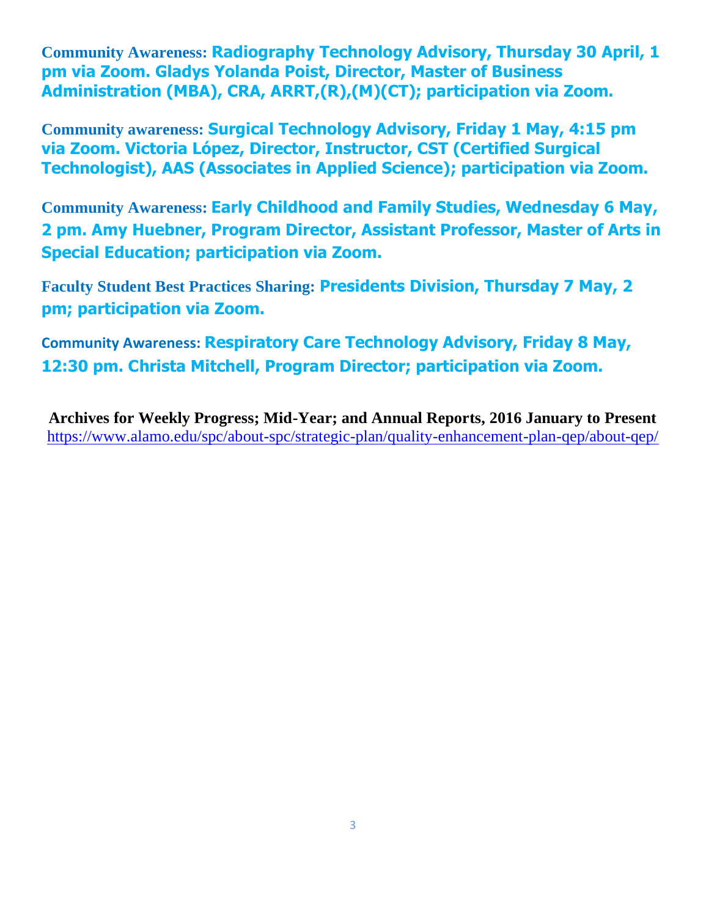**Community Awareness:** **Radiography Technology Advisory, Thursday 30 April, 1 pm via Zoom. Gladys Yolanda Poist, Director, Master of Business Administration (MBA), CRA, ARRT,(R),(M)(CT); participation via Zoom.**

**Community awareness:** **Surgical Technology Advisory, Friday 1 May, 4:15 pm via Zoom. Victoria López, Director, Instructor, CST (Certified Surgical Technologist), AAS (Associates in Applied Science); participation via Zoom.**

**Community Awareness:** **Early Childhood and Family Studies, Wednesday 6 May, 2 pm. Amy Huebner, Program Director, Assistant Professor, Master of Arts in Special Education; participation via Zoom.**

**Faculty Student Best Practices Sharing:** **Presidents Division, Thursday 7 May, 2 pm; participation via Zoom.**

**Community Awareness:** **Respiratory Care Technology Advisory, Friday 8 May, 12:30 pm. Christa Mitchell, Program Director; participation via Zoom.**

**Archives for Weekly Progress; Mid-Year; and Annual Reports, 2016 January to Present**
https://www.alamo.edu/spc/about-spc/strategic-plan/quality-enhancement-plan-qep/about-qep/